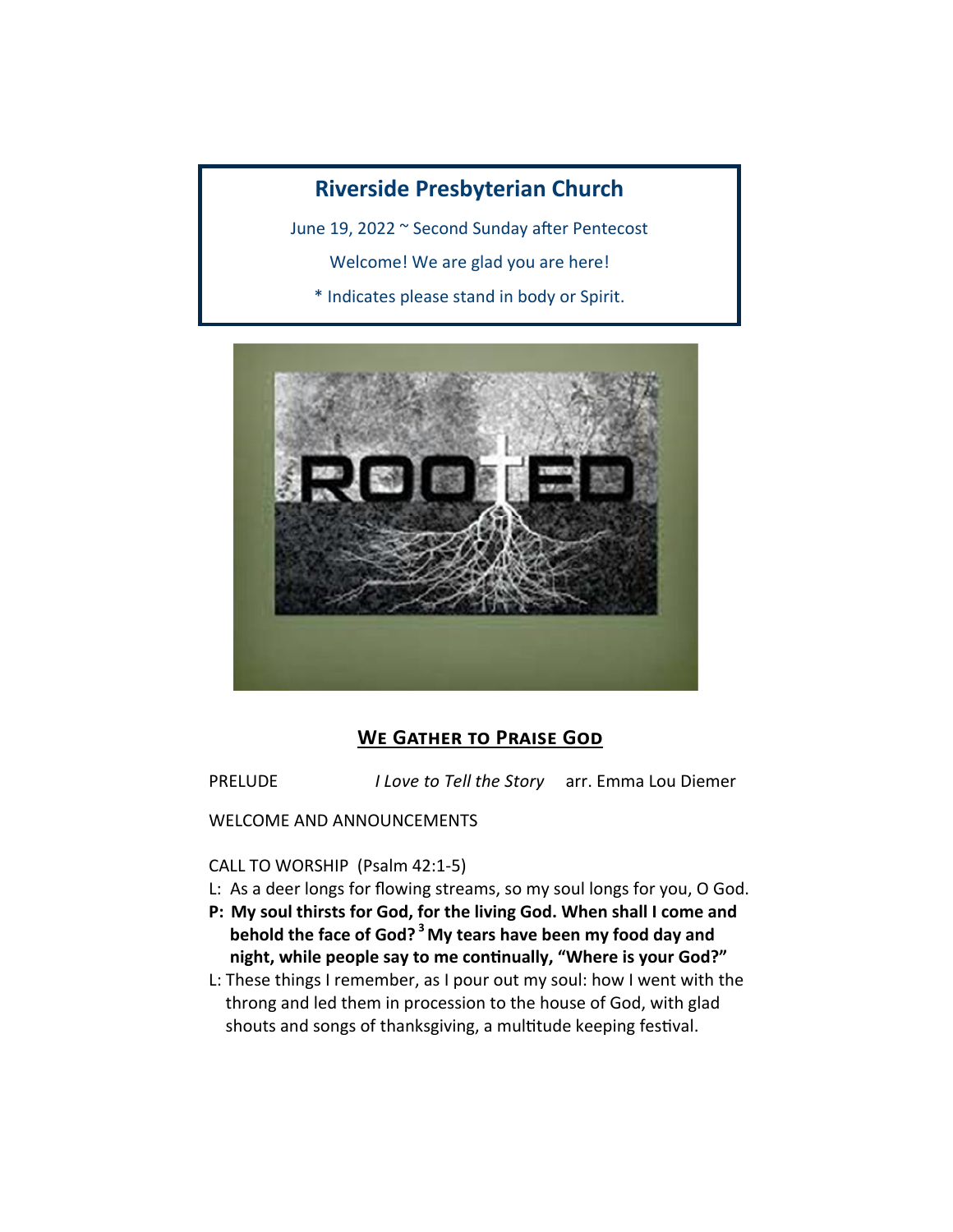# Riverside Presbyterian Church

June 19, 2022 ~ Second Sunday after Pentecost

Welcome! We are glad you are here!

* Indicates please stand in body or Spirit.

## We Gather to Praise God

PRELUDE *I Love to Tell the Story* arr. Emma Lou Diemer

WELCOME AND ANNOUNCEMENTS

CALL TO WORSHIP (Psalm 42:1-5)

L: As a deer longs for flowing streams, so my soul longs for you, O God.

**P: My soul thirsts for God, for the living God. When shall I come and behold the face of God? [3] My tears have been my food day and night, while people say to me continually, "Where is your God?"**

L: These things I remember, as I pour out my soul: how I went with the throng and led them in procession to the house of God, with glad shouts and songs of thanksgiving, a multitude keeping festival.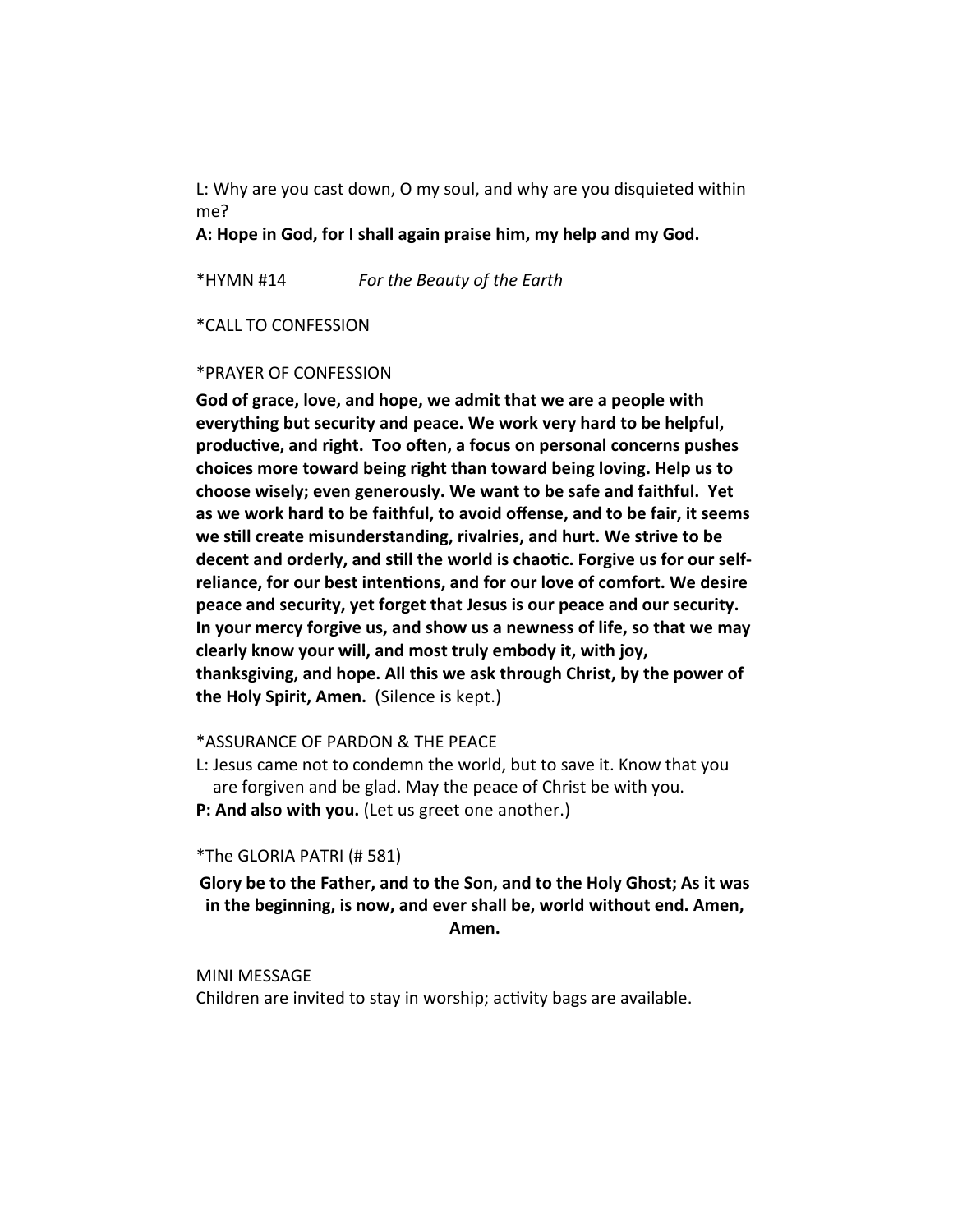L: Why are you cast down, O my soul, and why are you disquieted within me?

**A: Hope in God, for I shall again praise him, my help and my God.**

*HYMN #14 *For the Beauty of the Earth*

*CALL TO CONFESSION

*PRAYER OF CONFESSION

**God of grace, love, and hope, we admit that we are a people with everything but security and peace. We work very hard to be helpful, productive, and right. Too often, a focus on personal concerns pushes choices more toward being right than toward being loving. Help us to choose wisely; even generously. We want to be safe and faithful. Yet as we work hard to be faithful, to avoid offense, and to be fair, it seems we still create misunderstanding, rivalries, and hurt. We strive to be decent and orderly, and still the world is chaotic. Forgive us for our self-reliance, for our best intentions, and for our love of comfort. We desire peace and security, yet forget that Jesus is our peace and our security. In your mercy forgive us, and show us a newness of life, so that we may clearly know your will, and most truly embody it, with joy, thanksgiving, and hope. All this we ask through Christ, by the power of the Holy Spirit, Amen.** (Silence is kept.)

*ASSURANCE OF PARDON & THE PEACE

L: Jesus came not to condemn the world, but to save it. Know that you are forgiven and be glad. May the peace of Christ be with you.

**P: And also with you.** (Let us greet one another.)

*The GLORIA PATRI (# 581)

**Glory be to the Father, and to the Son, and to the Holy Ghost; As it was in the beginning, is now, and ever shall be, world without end. Amen, Amen.**

MINI MESSAGE

Children are invited to stay in worship; activity bags are available.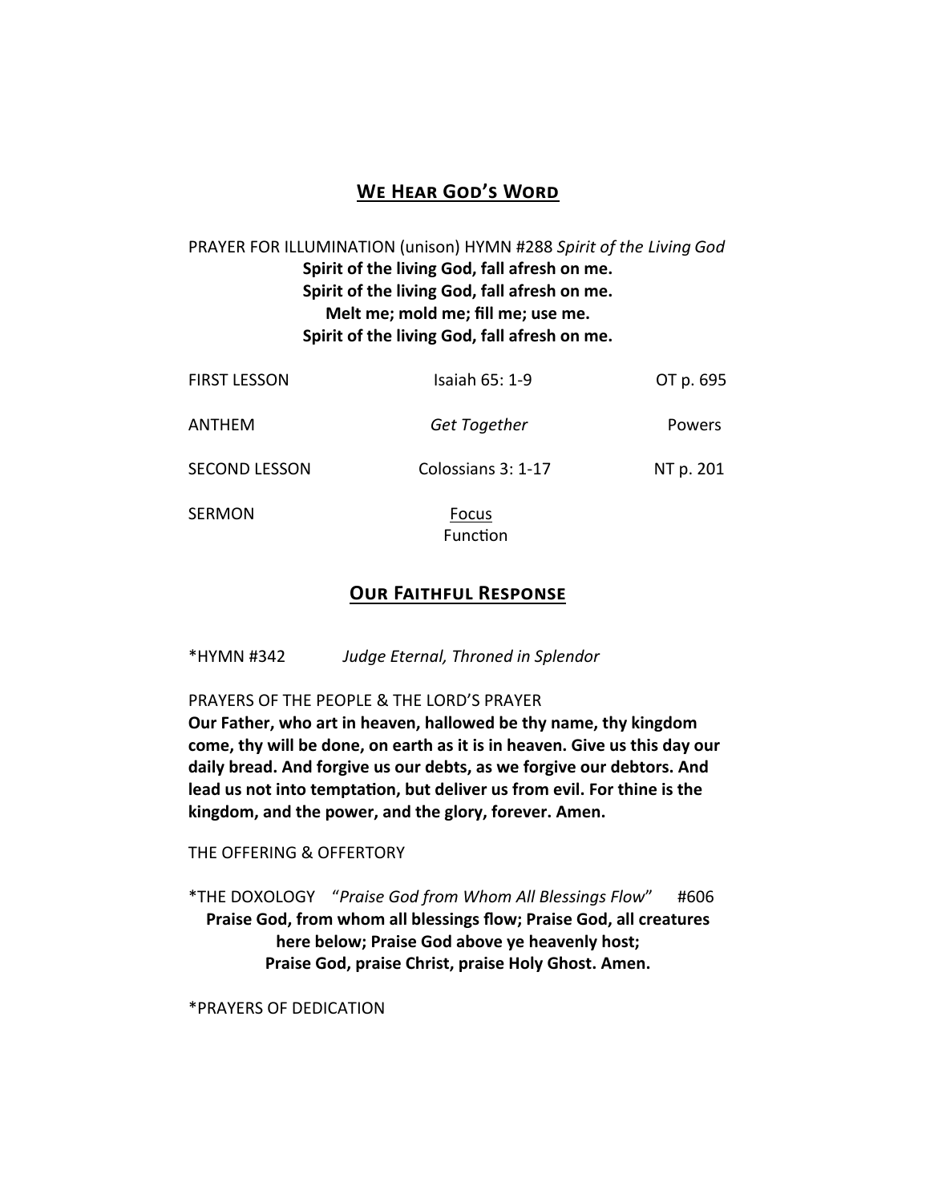## **We Hear God's Word**

PRAYER FOR ILLUMINATION (unison) HYMN #288 *Spirit of the Living God*

**Spirit of the living God, fall afresh on me.**
**Spirit of the living God, fall afresh on me.**
**Melt me; mold me; fill me; use me.**
**Spirit of the living God, fall afresh on me.**

| | | |
|---|---|---|
| FIRST LESSON | Isaiah 65: 1-9 | OT p. 695 |
| ANTHEM | *Get Together* | Powers |
| SECOND LESSON | Colossians 3: 1-17 | NT p. 201 |
| SERMON | Focus<br>Function | |

## **Our Faithful Response**

*HYMN #342 *Judge Eternal, Throned in Splendor*

PRAYERS OF THE PEOPLE & THE LORD'S PRAYER

**Our Father, who art in heaven, hallowed be thy name, thy kingdom come, thy will be done, on earth as it is in heaven. Give us this day our daily bread. And forgive us our debts, as we forgive our debtors. And lead us not into temptation, but deliver us from evil. For thine is the kingdom, and the power, and the glory, forever. Amen.**

THE OFFERING & OFFERTORY

*THE DOXOLOGY "*Praise God from Whom All Blessings Flow*" #606

**Praise God, from whom all blessings flow; Praise God, all creatures here below; Praise God above ye heavenly host;**
**Praise God, praise Christ, praise Holy Ghost. Amen.**

*PRAYERS OF DEDICATION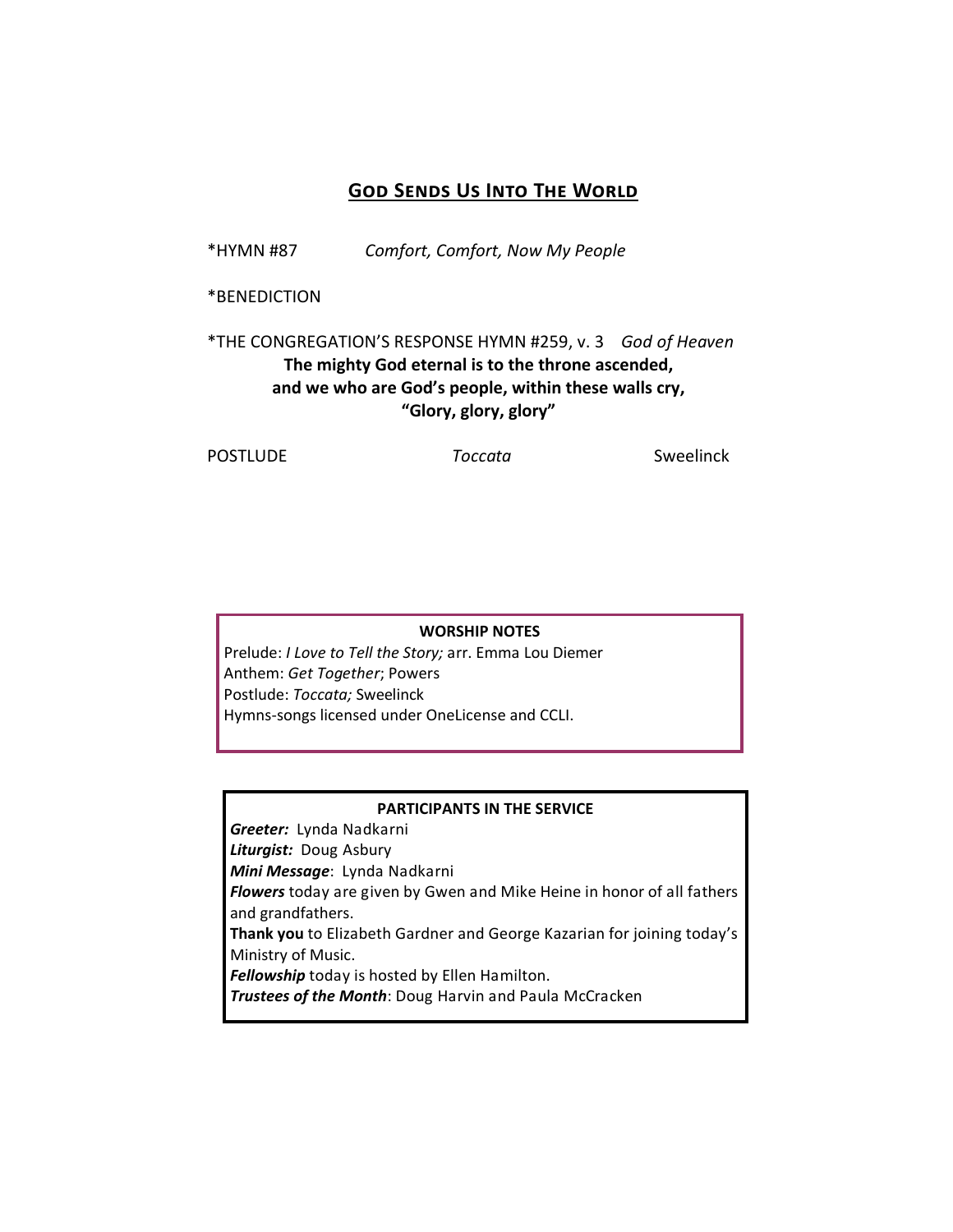## God Sends Us Into The World

*HYMN #87 *Comfort, Comfort, Now My People*

*BENEDICTION

*THE CONGREGATION'S RESPONSE HYMN #259, v. 3 *God of Heaven*

**The mighty God eternal is to the throne ascended,**
**and we who are God's people, within these walls cry,**
**"Glory, glory, glory"**

POSTLUDE *Toccata* Sweelinck

**WORSHIP NOTES**

Prelude: *I Love to Tell the Story;* arr. Emma Lou Diemer
Anthem: *Get Together*; Powers
Postlude: *Toccata;* Sweelinck
Hymns-songs licensed under OneLicense and CCLI.

**PARTICIPANTS IN THE SERVICE**

***Greeter:*** Lynda Nadkarni
***Liturgist:*** Doug Asbury
***Mini Message***: Lynda Nadkarni
***Flowers*** today are given by Gwen and Mike Heine in honor of all fathers and grandfathers.
**Thank you** to Elizabeth Gardner and George Kazarian for joining today's Ministry of Music.
***Fellowship*** today is hosted by Ellen Hamilton.
***Trustees of the Month***: Doug Harvin and Paula McCracken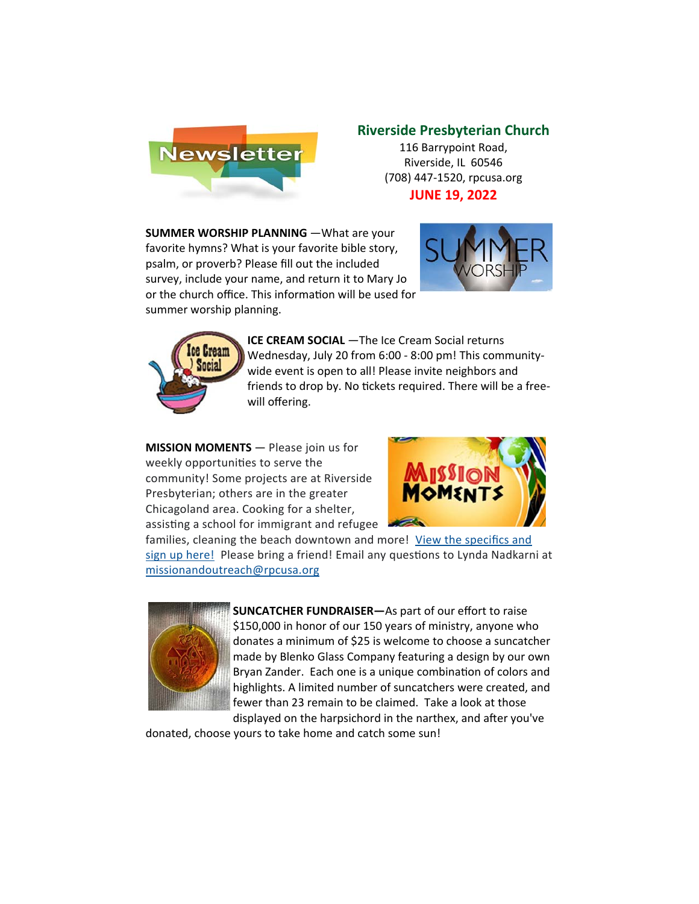# Riverside Presbyterian Church

116 Barrypoint Road,
Riverside, IL 60546
(708) 447-1520, rpcusa.org

**JUNE 19, 2022**

**SUMMER WORSHIP PLANNING** —What are your favorite hymns? What is your favorite bible story, psalm, or proverb? Please fill out the included survey, include your name, and return it to Mary Jo or the church office. This information will be used for summer worship planning.

**ICE CREAM SOCIAL** —The Ice Cream Social returns Wednesday, July 20 from 6:00 - 8:00 pm! This community-wide event is open to all! Please invite neighbors and friends to drop by. No tickets required. There will be a free-will offering.

**MISSION MOMENTS** — Please join us for weekly opportunities to serve the community! Some projects are at Riverside Presbyterian; others are in the greater Chicagoland area. Cooking for a shelter, assisting a school for immigrant and refugee families, cleaning the beach downtown and more! View the specifics and sign up here! Please bring a friend! Email any questions to Lynda Nadkarni at missionandoutreach@rpcusa.org

**SUNCATCHER FUNDRAISER—**As part of our effort to raise $150,000 in honor of our 150 years of ministry, anyone who donates a minimum of $25 is welcome to choose a suncatcher made by Blenko Glass Company featuring a design by our own Bryan Zander. Each one is a unique combination of colors and highlights. A limited number of suncatchers were created, and fewer than 23 remain to be claimed. Take a look at those displayed on the harpsichord in the narthex, and after you've donated, choose yours to take home and catch some sun!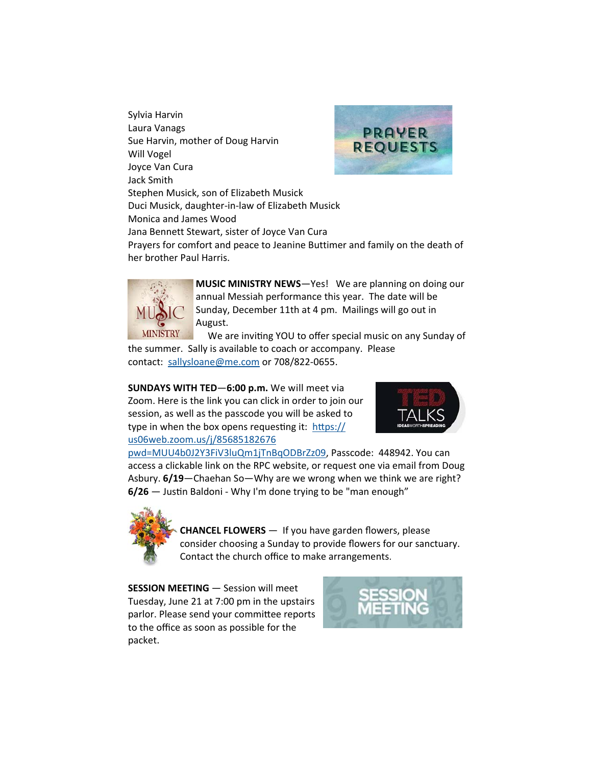Sylvia Harvin
Laura Vanags
Sue Harvin, mother of Doug Harvin
Will Vogel
Joyce Van Cura
Jack Smith
Stephen Musick, son of Elizabeth Musick
Duci Musick, daughter-in-law of Elizabeth Musick
Monica and James Wood
Jana Bennett Stewart, sister of Joyce Van Cura
Prayers for comfort and peace to Jeanine Buttimer and family on the death of her brother Paul Harris.

**MUSIC MINISTRY NEWS**—Yes! We are planning on doing our annual Messiah performance this year. The date will be Sunday, December 11th at 4 pm. Mailings will go out in August.

We are inviting YOU to offer special music on any Sunday of the summer. Sally is available to coach or accompany. Please contact: sallysloane@me.com or 708/822-0655.

**SUNDAYS WITH TED**—**6:00 p.m.** We will meet via Zoom. Here is the link you can click in order to join our session, as well as the passcode you will be asked to type in when the box opens requesting it: https://us06web.zoom.us/j/85685182676 pwd=MUU4b0J2Y3FiV3luQm1jTnBqODBrZz09, Passcode: 448942. You can access a clickable link on the RPC website, or request one via email from Doug Asbury. **6/19**—Chaehan So—Why are we wrong when we think we are right? **6/26** — Justin Baldoni - Why I'm done trying to be "man enough"

**CHANCEL FLOWERS** — If you have garden flowers, please consider choosing a Sunday to provide flowers for our sanctuary. Contact the church office to make arrangements.

**SESSION MEETING** — Session will meet Tuesday, June 21 at 7:00 pm in the upstairs parlor. Please send your committee reports to the office as soon as possible for the packet.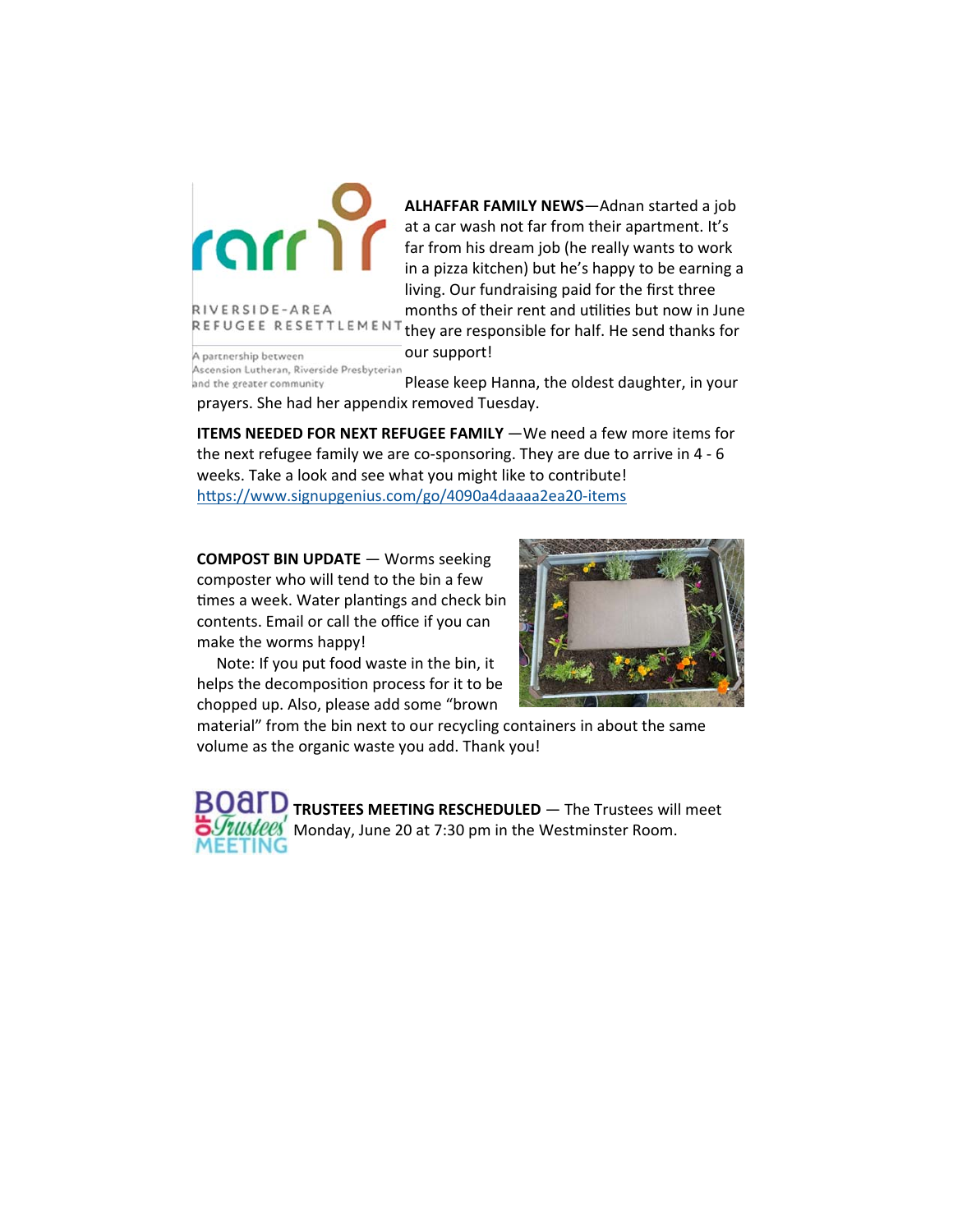RIVERSIDE-AREA REFUGEE RESETTLEMENT

A partnership between Ascension Lutheran, Riverside Presbyterian and the greater community

**ALHAFFAR FAMILY NEWS**—Adnan started a job at a car wash not far from their apartment. It's far from his dream job (he really wants to work in a pizza kitchen) but he's happy to be earning a living. Our fundraising paid for the first three months of their rent and utilities but now in June they are responsible for half. He send thanks for our support!

Please keep Hanna, the oldest daughter, in your prayers. She had her appendix removed Tuesday.

**ITEMS NEEDED FOR NEXT REFUGEE FAMILY** —We need a few more items for the next refugee family we are co-sponsoring. They are due to arrive in 4 - 6 weeks. Take a look and see what you might like to contribute!
https://www.signupgenius.com/go/4090a4daaaa2ea20-items

**COMPOST BIN UPDATE** — Worms seeking composter who will tend to the bin a few times a week. Water plantings and check bin contents. Email or call the office if you can make the worms happy!

Note: If you put food waste in the bin, it helps the decomposition process for it to be chopped up. Also, please add some "brown material" from the bin next to our recycling containers in about the same volume as the organic waste you add. Thank you!

**TRUSTEES MEETING RESCHEDULED** — The Trustees will meet Monday, June 20 at 7:30 pm in the Westminster Room.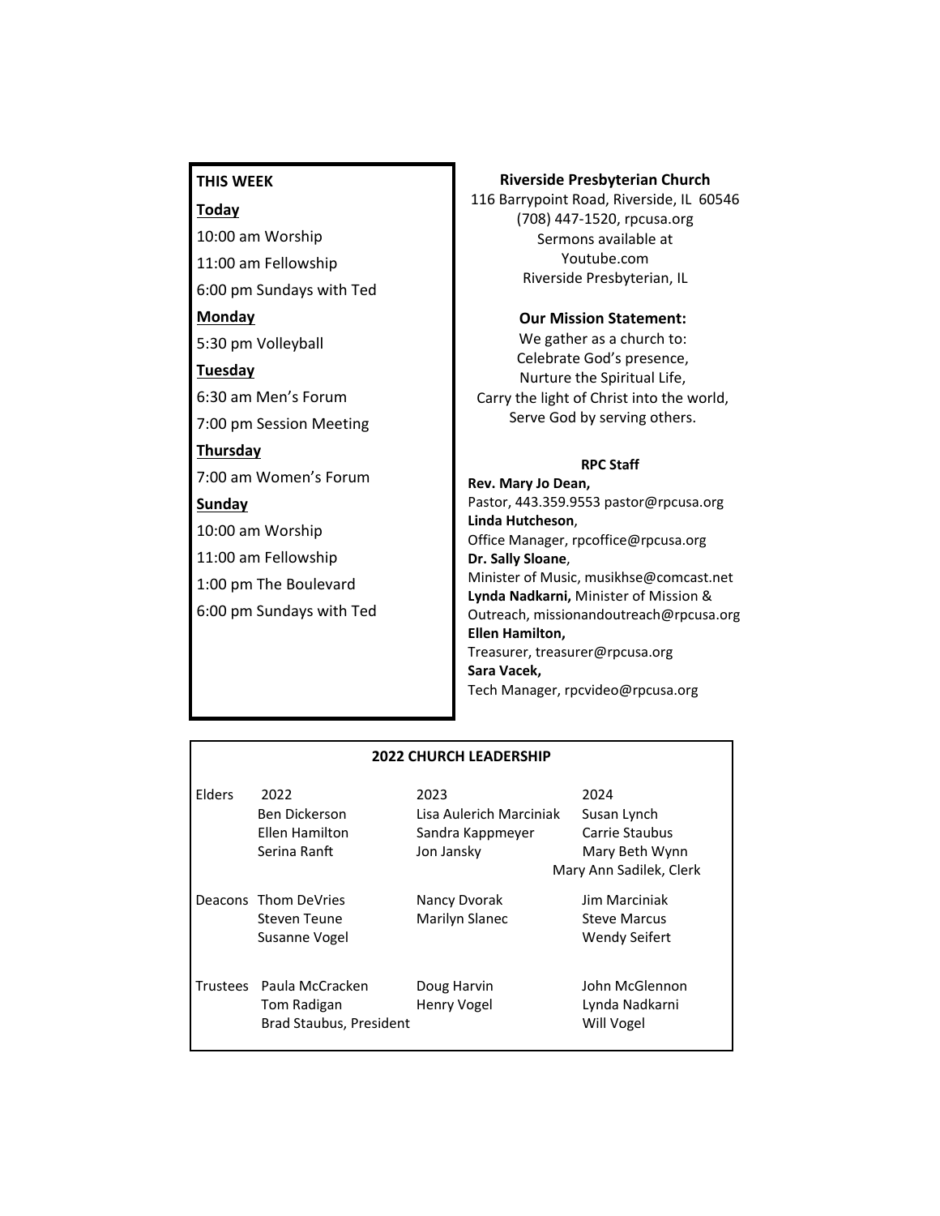**THIS WEEK**

**Today**

10:00 am Worship

11:00 am Fellowship

6:00 pm Sundays with Ted

**Monday**

5:30 pm Volleyball

**Tuesday**

6:30 am Men's Forum

7:00 pm Session Meeting

**Thursday**

7:00 am Women's Forum

**Sunday**

10:00 am Worship

11:00 am Fellowship

1:00 pm The Boulevard

6:00 pm Sundays with Ted

**Riverside Presbyterian Church**

116 Barrypoint Road, Riverside, IL 60546
(708) 447-1520, rpcusa.org
Sermons available at
Youtube.com
Riverside Presbyterian, IL

**Our Mission Statement:**

We gather as a church to:
Celebrate God's presence,
Nurture the Spiritual Life,
Carry the light of Christ into the world,
Serve God by serving others.

**RPC Staff**

**Rev. Mary Jo Dean,**
Pastor, 443.359.9553 pastor@rpcusa.org
**Linda Hutcheson**,
Office Manager, rpcoffice@rpcusa.org
**Dr. Sally Sloane**,
Minister of Music, musikhse@comcast.net
**Lynda Nadkarni,** Minister of Mission & Outreach, missionandoutreach@rpcusa.org
**Ellen Hamilton,**
Treasurer, treasurer@rpcusa.org
**Sara Vacek,**
Tech Manager, rpcvideo@rpcusa.org

**2022 CHURCH LEADERSHIP**

| | | | |
|---|---|---|---|
| Elders | 2022 | 2023 | 2024 |
| | Ben Dickerson | Lisa Aulerich Marciniak | Susan Lynch |
| | Ellen Hamilton | Sandra Kappmeyer | Carrie Staubus |
| | Serina Ranft | Jon Jansky | Mary Beth Wynn |
| | | | Mary Ann Sadilek, Clerk |
| Deacons | Thom DeVries | Nancy Dvorak | Jim Marciniak |
| | Steven Teune | Marilyn Slanec | Steve Marcus |
| | Susanne Vogel | | Wendy Seifert |
| Trustees | Paula McCracken | Doug Harvin | John McGlennon |
| | Tom Radigan | Henry Vogel | Lynda Nadkarni |
| | Brad Staubus, President | | Will Vogel |